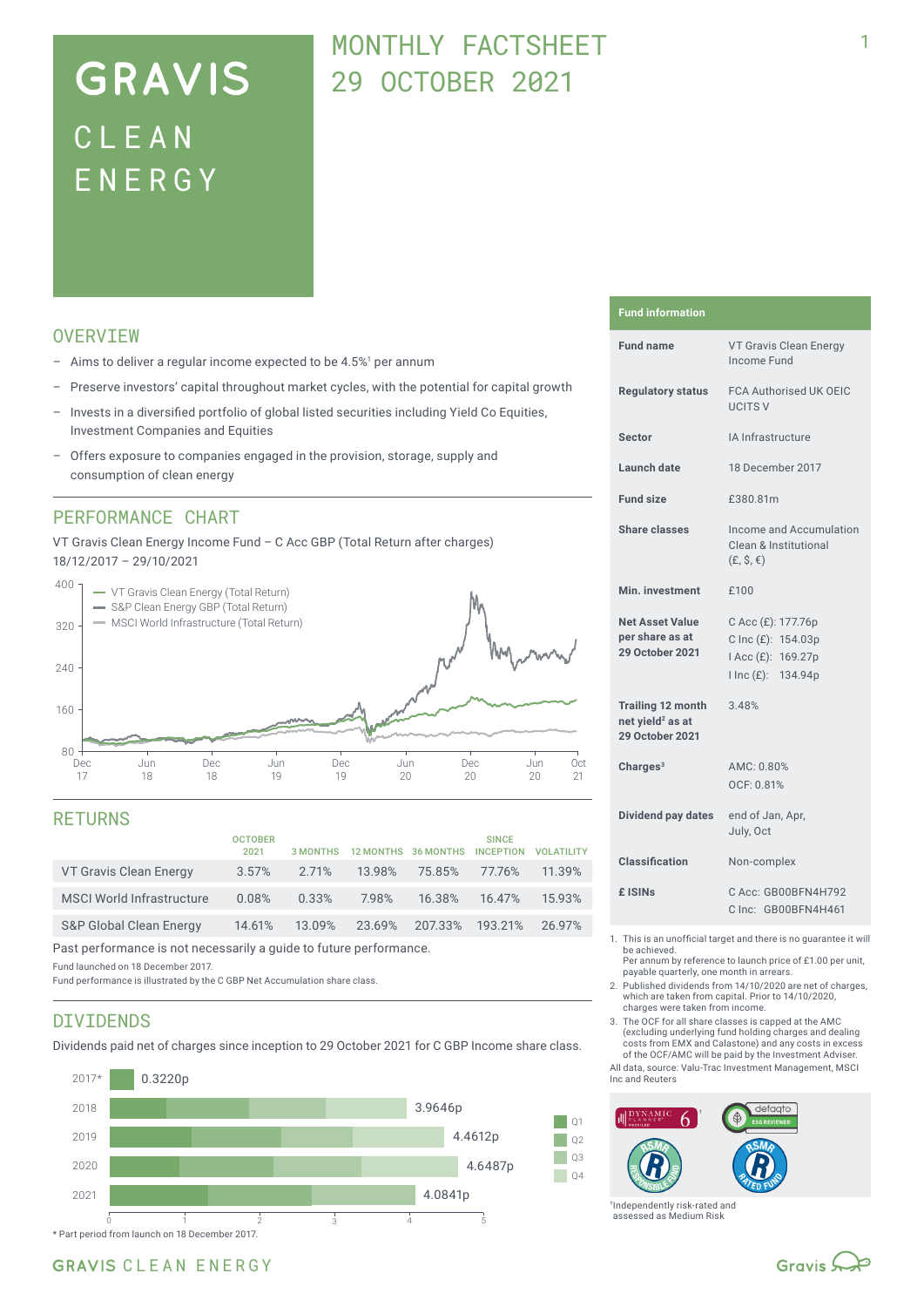# GRAVIS CLEAN ENERGY

# MONTHLY FACTSHEET 29 OCTOBER 2021

## OVERVIEW

- Aims to deliver a regular income expected to be 4.5%[1] per annum
- Preserve investors' capital throughout market cycles, with the potential for capital growth
- Invests in a diversified portfolio of global listed securities including Yield Co Equities, Investment Companies and Equities
- Offers exposure to companies engaged in the provision, storage, supply and consumption of clean energy

## PERFORMANCE CHART

VT Gravis Clean Energy Income Fund – C Acc GBP (Total Return after charges)
18/12/2017 – 29/10/2021

Legend: VT Gravis Clean Energy (Total Return); S&P Clean Energy GBP (Total Return); MSCI World Infrastructure (Total Return)

## RETURNS

| | OCTOBER 2021 | 3 MONTHS | 12 MONTHS | 36 MONTHS | SINCE INCEPTION | VOLATILITY |
|---|---|---|---|---|---|---|
| VT Gravis Clean Energy | 3.57% | 2.71% | 13.98% | 75.85% | 77.76% | 11.39% |
| MSCI World Infrastructure | 0.08% | 0.33% | 7.98% | 16.38% | 16.47% | 15.93% |
| S&P Global Clean Energy | 14.61% | 13.09% | 23.69% | 207.33% | 193.21% | 26.97% |

Past performance is not necessarily a guide to future performance.

Fund launched on 18 December 2017.
Fund performance is illustrated by the C GBP Net Accumulation share class.

## DIVIDENDS

Dividends paid net of charges since inception to 29 October 2021 for C GBP Income share class.

| Year | Total dividend |
|---|---|
| 2017* | 0.3220p |
| 2018 | 3.9646p |
| 2019 | 4.4612p |
| 2020 | 4.6487p |
| 2021 | 4.0841p |

\* Part period from launch on 18 December 2017.

## Fund information

| | |
|---|---|
| Fund name | VT Gravis Clean Energy Income Fund |
| Regulatory status | FCA Authorised UK OEIC UCITS V |
| Sector | IA Infrastructure |
| Launch date | 18 December 2017 |
| Fund size | £380.81m |
| Share classes | Income and Accumulation Clean & Institutional (£, $, €) |
| Min. investment | £100 |
| Net Asset Value per share as at 29 October 2021 | C Acc (£): 177.76p<br>C Inc (£): 154.03p<br>I Acc (£): 169.27p<br>I Inc (£): 134.94p |
| Trailing 12 month net yield[2] as at 29 October 2021 | 3.48% |
| Charges[3] | AMC: 0.80%<br>OCF: 0.81% |
| Dividend pay dates | end of Jan, Apr, July, Oct |
| Classification | Non-complex |
| £ ISINs | C Acc: GB00BFN4H792<br>C Inc: GB00BFN4H461 |

1. This is an unofficial target and there is no guarantee it will be achieved. Per annum by reference to launch price of £1.00 per unit, payable quarterly, one month in arrears.
2. Published dividends from 14/10/2020 are net of charges, which are taken from capital. Prior to 14/10/2020, charges were taken from income.
3. The OCF for all share classes is capped at the AMC (excluding underlying fund holding charges and dealing costs from EMX and Calastone) and any costs in excess of the OCF/AMC will be paid by the Investment Adviser.

All data, source: Valu-Trac Investment Management, MSCI Inc and Reuters

[†]Independently risk-rated and assessed as Medium Risk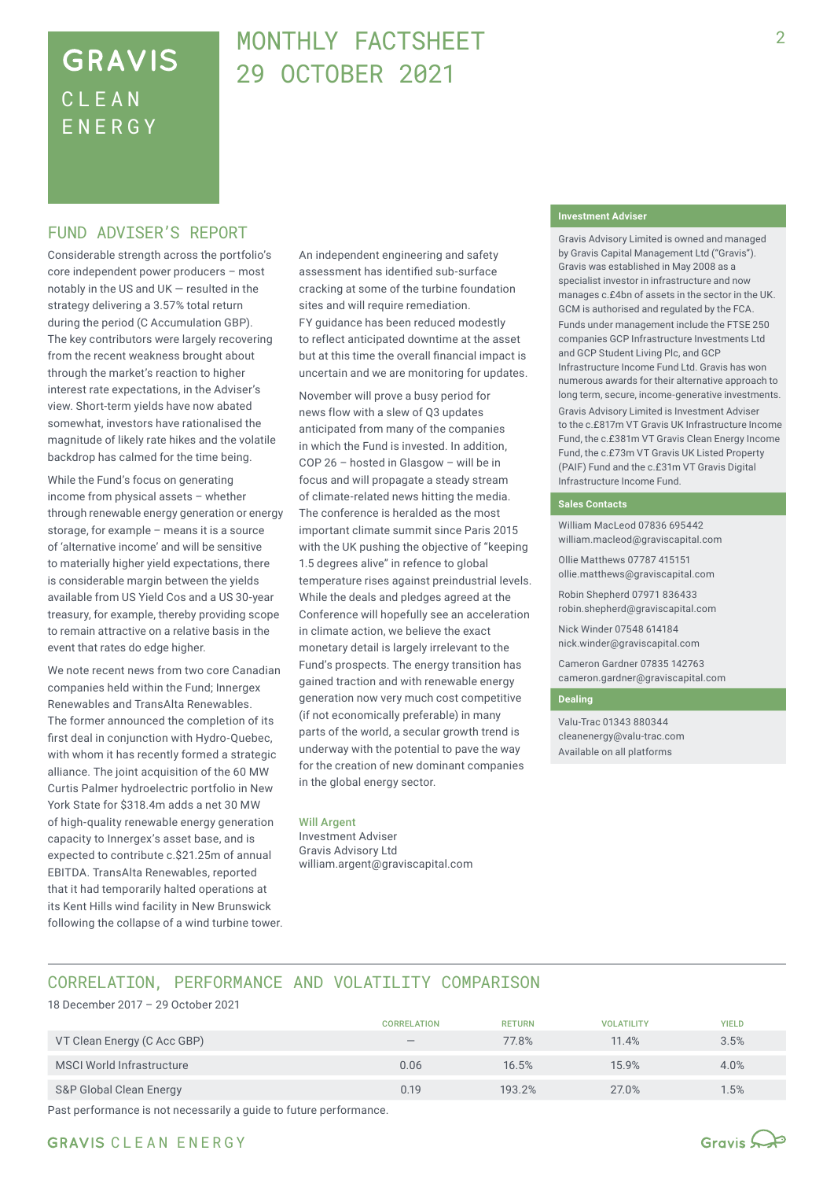# GRAVIS CLEAN ENERGY

# MONTHLY FACTSHEET 29 OCTOBER 2021

## FUND ADVISER'S REPORT

Considerable strength across the portfolio's core independent power producers – most notably in the US and UK — resulted in the strategy delivering a 3.57% total return during the period (C Accumulation GBP). The key contributors were largely recovering from the recent weakness brought about through the market's reaction to higher interest rate expectations, in the Adviser's view. Short-term yields have now abated somewhat, investors have rationalised the magnitude of likely rate hikes and the volatile backdrop has calmed for the time being.

While the Fund's focus on generating income from physical assets – whether through renewable energy generation or energy storage, for example – means it is a source of 'alternative income' and will be sensitive to materially higher yield expectations, there is considerable margin between the yields available from US Yield Cos and a US 30-year treasury, for example, thereby providing scope to remain attractive on a relative basis in the event that rates do edge higher.

We note recent news from two core Canadian companies held within the Fund; Innergex Renewables and TransAlta Renewables. The former announced the completion of its first deal in conjunction with Hydro-Quebec, with whom it has recently formed a strategic alliance. The joint acquisition of the 60 MW Curtis Palmer hydroelectric portfolio in New York State for $318.4m adds a net 30 MW of high-quality renewable energy generation capacity to Innergex's asset base, and is expected to contribute c.$21.25m of annual EBITDA. TransAlta Renewables, reported that it had temporarily halted operations at its Kent Hills wind facility in New Brunswick following the collapse of a wind turbine tower. An independent engineering and safety assessment has identified sub-surface cracking at some of the turbine foundation sites and will require remediation. FY guidance has been reduced modestly to reflect anticipated downtime at the asset but at this time the overall financial impact is uncertain and we are monitoring for updates.

November will prove a busy period for news flow with a slew of Q3 updates anticipated from many of the companies in which the Fund is invested. In addition, COP 26 – hosted in Glasgow – will be in focus and will propagate a steady stream of climate-related news hitting the media. The conference is heralded as the most important climate summit since Paris 2015 with the UK pushing the objective of "keeping 1.5 degrees alive" in refence to global temperature rises against preindustrial levels. While the deals and pledges agreed at the Conference will hopefully see an acceleration in climate action, we believe the exact monetary detail is largely irrelevant to the Fund's prospects. The energy transition has gained traction and with renewable energy generation now very much cost competitive (if not economically preferable) in many parts of the world, a secular growth trend is underway with the potential to pave the way for the creation of new dominant companies in the global energy sector.

**Will Argent**
Investment Adviser
Gravis Advisory Ltd
william.argent@graviscapital.com

### Investment Adviser

Gravis Advisory Limited is owned and managed by Gravis Capital Management Ltd ("Gravis"). Gravis was established in May 2008 as a specialist investor in infrastructure and now manages c.£4bn of assets in the sector in the UK. GCM is authorised and regulated by the FCA.

Funds under management include the FTSE 250 companies GCP Infrastructure Investments Ltd and GCP Student Living Plc, and GCP Infrastructure Income Fund Ltd. Gravis has won numerous awards for their alternative approach to long term, secure, income-generative investments.

Gravis Advisory Limited is Investment Adviser to the c.£817m VT Gravis UK Infrastructure Income Fund, the c.£381m VT Gravis Clean Energy Income Fund, the c.£73m VT Gravis UK Listed Property (PAIF) Fund and the c.£31m VT Gravis Digital Infrastructure Income Fund.

### Sales Contacts

William MacLeod 07836 695442
william.macleod@graviscapital.com

Ollie Matthews 07787 415151
ollie.matthews@graviscapital.com

Robin Shepherd 07971 836433
robin.shepherd@graviscapital.com

Nick Winder 07548 614184
nick.winder@graviscapital.com

Cameron Gardner 07835 142763
cameron.gardner@graviscapital.com

### Dealing

Valu-Trac 01343 880344
cleanenergy@valu-trac.com
Available on all platforms

## CORRELATION, PERFORMANCE AND VOLATILITY COMPARISON

18 December 2017 – 29 October 2021

| | CORRELATION | RETURN | VOLATILITY | YIELD |
|---|---|---|---|---|
| VT Clean Energy (C Acc GBP) | – | 77.8% | 11.4% | 3.5% |
| MSCI World Infrastructure | 0.06 | 16.5% | 15.9% | 4.0% |
| S&P Global Clean Energy | 0.19 | 193.2% | 27.0% | 1.5% |

Past performance is not necessarily a guide to future performance.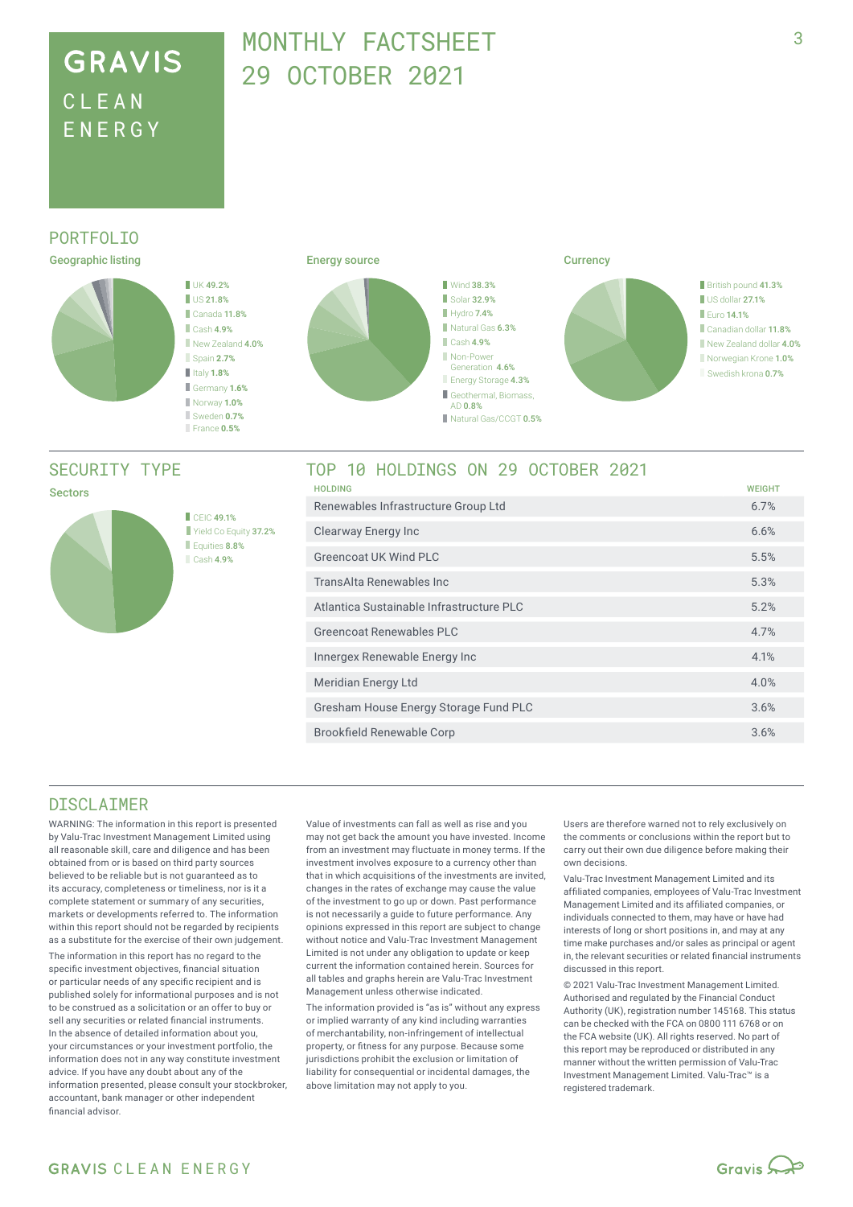# GRAVIS CLEAN ENERGY

## MONTHLY FACTSHEET 29 OCTOBER 2021

## PORTFOLIO

### Geographic listing

UK 49.2%
US 21.8%
Canada 11.8%
Cash 4.9%
New Zealand 4.0%
Spain 2.7%
Italy 1.8%
Germany 1.6%
Norway 1.0%
Sweden 0.7%
France 0.5%

### Energy source

Wind 38.3%
Solar 32.9%
Hydro 7.4%
Natural Gas 6.3%
Cash 4.9%
Non-Power Generation 4.6%
Energy Storage 4.3%
Geothermal, Biomass, AD 0.8%
Natural Gas/CCGT 0.5%

### Currency

British pound 41.3%
US dollar 27.1%
Euro 14.1%
Canadian dollar 11.8%
New Zealand dollar 4.0%
Norwegian Krone 1.0%
Swedish krona 0.7%

## SECURITY TYPE

### Sectors

CEIC 49.1%
Yield Co Equity 37.2%
Equities 8.8%
Cash 4.9%

## TOP 10 HOLDINGS ON 29 OCTOBER 2021

| HOLDING | WEIGHT |
|---|---|
| Renewables Infrastructure Group Ltd | 6.7% |
| Clearway Energy Inc | 6.6% |
| Greencoat UK Wind PLC | 5.5% |
| TransAlta Renewables Inc | 5.3% |
| Atlantica Sustainable Infrastructure PLC | 5.2% |
| Greencoat Renewables PLC | 4.7% |
| Innergex Renewable Energy Inc | 4.1% |
| Meridian Energy Ltd | 4.0% |
| Gresham House Energy Storage Fund PLC | 3.6% |
| Brookfield Renewable Corp | 3.6% |

## DISCLAIMER

WARNING: The information in this report is presented by Valu-Trac Investment Management Limited using all reasonable skill, care and diligence and has been obtained from or is based on third party sources believed to be reliable but is not guaranteed as to its accuracy, completeness or timeliness, nor is it a complete statement or summary of any securities, markets or developments referred to. The information within this report should not be regarded by recipients as a substitute for the exercise of their own judgement.

The information in this report has no regard to the specific investment objectives, financial situation or particular needs of any specific recipient and is published solely for informational purposes and is not to be construed as a solicitation or an offer to buy or sell any securities or related financial instruments. In the absence of detailed information about you, your circumstances or your investment portfolio, the information does not in any way constitute investment advice. If you have any doubt about any of the information presented, please consult your stockbroker, accountant, bank manager or other independent financial advisor.

Value of investments can fall as well as rise and you may not get back the amount you have invested. Income from an investment may fluctuate in money terms. If the investment involves exposure to a currency other than that in which acquisitions of the investments are invited, changes in the rates of exchange may cause the value of the investment to go up or down. Past performance is not necessarily a guide to future performance. Any opinions expressed in this report are subject to change without notice and Valu-Trac Investment Management Limited is not under any obligation to update or keep current the information contained herein. Sources for all tables and graphs herein are Valu-Trac Investment Management unless otherwise indicated.

The information provided is "as is" without any express or implied warranty of any kind including warranties of merchantability, non-infringement of intellectual property, or fitness for any purpose. Because some jurisdictions prohibit the exclusion or limitation of liability for consequential or incidental damages, the above limitation may not apply to you.

Users are therefore warned not to rely exclusively on the comments or conclusions within the report but to carry out their own due diligence before making their own decisions.

Valu-Trac Investment Management Limited and its affiliated companies, employees of Valu-Trac Investment Management Limited and its affiliated companies, or individuals connected to them, may have or have had interests of long or short positions in, and may at any time make purchases and/or sales as principal or agent in, the relevant securities or related financial instruments discussed in this report.

© 2021 Valu-Trac Investment Management Limited. Authorised and regulated by the Financial Conduct Authority (UK), registration number 145168. This status can be checked with the FCA on 0800 111 6768 or on the FCA website (UK). All rights reserved. No part of this report may be reproduced or distributed in any manner without the written permission of Valu-Trac Investment Management Limited. Valu-Trac™ is a registered trademark.